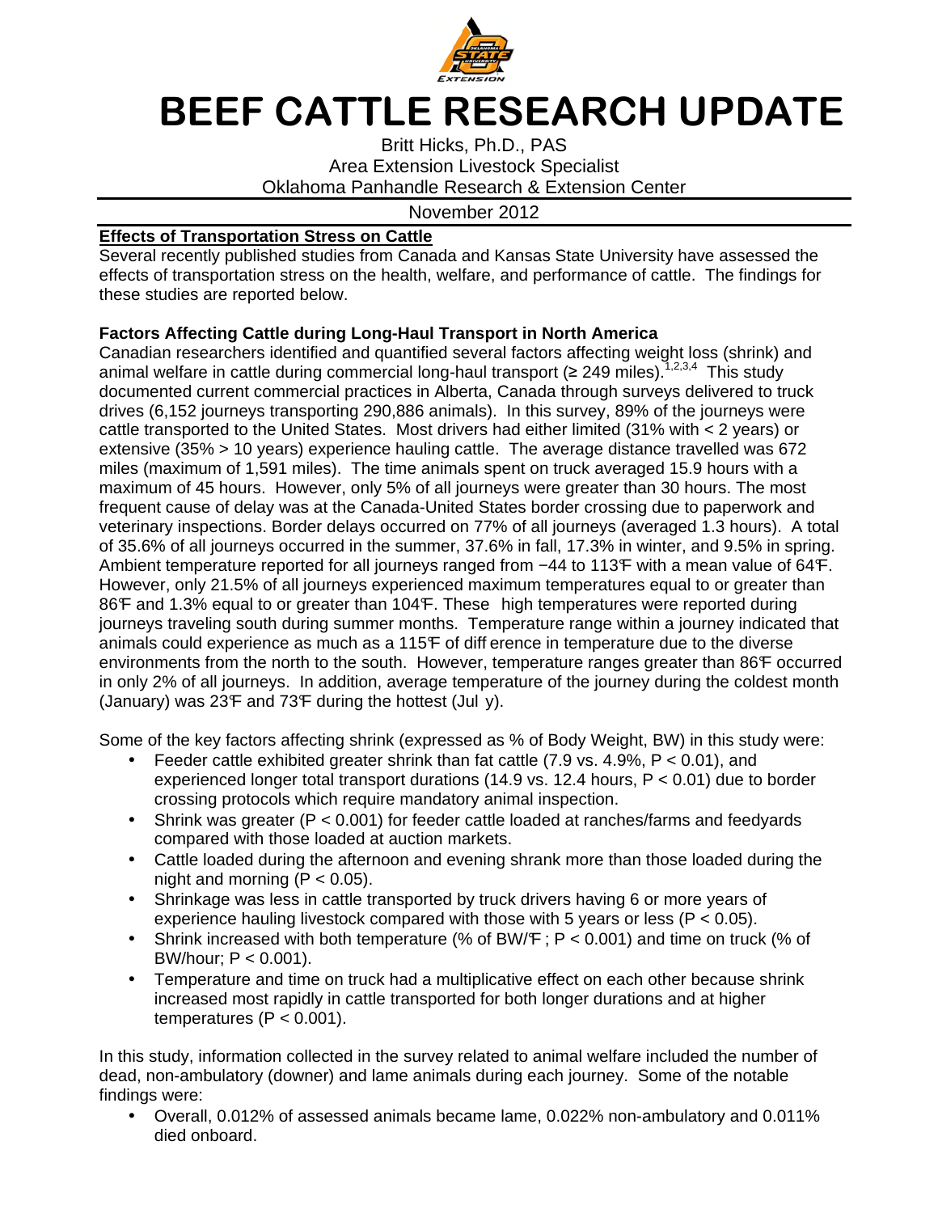# BEEF CATTLE RESEARCH UPDATE

Britt Hicks, Ph.D., PAS
Area Extension Livestock Specialist
Oklahoma Panhandle Research & Extension Center

November 2012

## Effects of Transportation Stress on Cattle

Several recently published studies from Canada and Kansas State University have assessed the effects of transportation stress on the health, welfare, and performance of cattle. The findings for these studies are reported below.

### Factors Affecting Cattle during Long-Haul Transport in North America

Canadian researchers identified and quantified several factors affecting weight loss (shrink) and animal welfare in cattle during commercial long-haul transport (≥ 249 miles).[1,2,3,4] This study documented current commercial practices in Alberta, Canada through surveys delivered to truck drives (6,152 journeys transporting 290,886 animals). In this survey, 89% of the journeys were cattle transported to the United States. Most drivers had either limited (31% with < 2 years) or extensive (35% > 10 years) experience hauling cattle. The average distance travelled was 672 miles (maximum of 1,591 miles). The time animals spent on truck averaged 15.9 hours with a maximum of 45 hours. However, only 5% of all journeys were greater than 30 hours. The most frequent cause of delay was at the Canada-United States border crossing due to paperwork and veterinary inspections. Border delays occurred on 77% of all journeys (averaged 1.3 hours). A total of 35.6% of all journeys occurred in the summer, 37.6% in fall, 17.3% in winter, and 9.5% in spring. Ambient temperature reported for all journeys ranged from −44 to 113℉ with a mean value of 64℉. However, only 21.5% of all journeys experienced maximum temperatures equal to or greater than 86℉ and 1.3% equal to or greater than 104℉. These high temperatures were reported during journeys traveling south during summer months. Temperature range within a journey indicated that animals could experience as much as a 115℉ of difference in temperature due to the diverse environments from the north to the south. However, temperature ranges greater than 86℉ occurred in only 2% of all journeys. In addition, average temperature of the journey during the coldest month (January) was 23℉ and 73℉ during the hottest (July).

Some of the key factors affecting shrink (expressed as % of Body Weight, BW) in this study were:

- Feeder cattle exhibited greater shrink than fat cattle (7.9 vs. 4.9%, $P < 0.01$), and experienced longer total transport durations (14.9 vs. 12.4 hours, $P < 0.01$) due to border crossing protocols which require mandatory animal inspection.
- Shrink was greater ($P < 0.001$) for feeder cattle loaded at ranches/farms and feedyards compared with those loaded at auction markets.
- Cattle loaded during the afternoon and evening shrank more than those loaded during the night and morning ($P < 0.05$).
- Shrinkage was less in cattle transported by truck drivers having 6 or more years of experience hauling livestock compared with those with 5 years or less ($P < 0.05$).
- Shrink increased with both temperature (% of BW/℉ ; $P < 0.001$) and time on truck (% of BW/hour; $P < 0.001$).
- Temperature and time on truck had a multiplicative effect on each other because shrink increased most rapidly in cattle transported for both longer durations and at higher temperatures ($P < 0.001$).

In this study, information collected in the survey related to animal welfare included the number of dead, non-ambulatory (downer) and lame animals during each journey. Some of the notable findings were:

- Overall, 0.012% of assessed animals became lame, 0.022% non-ambulatory and 0.011% died onboard.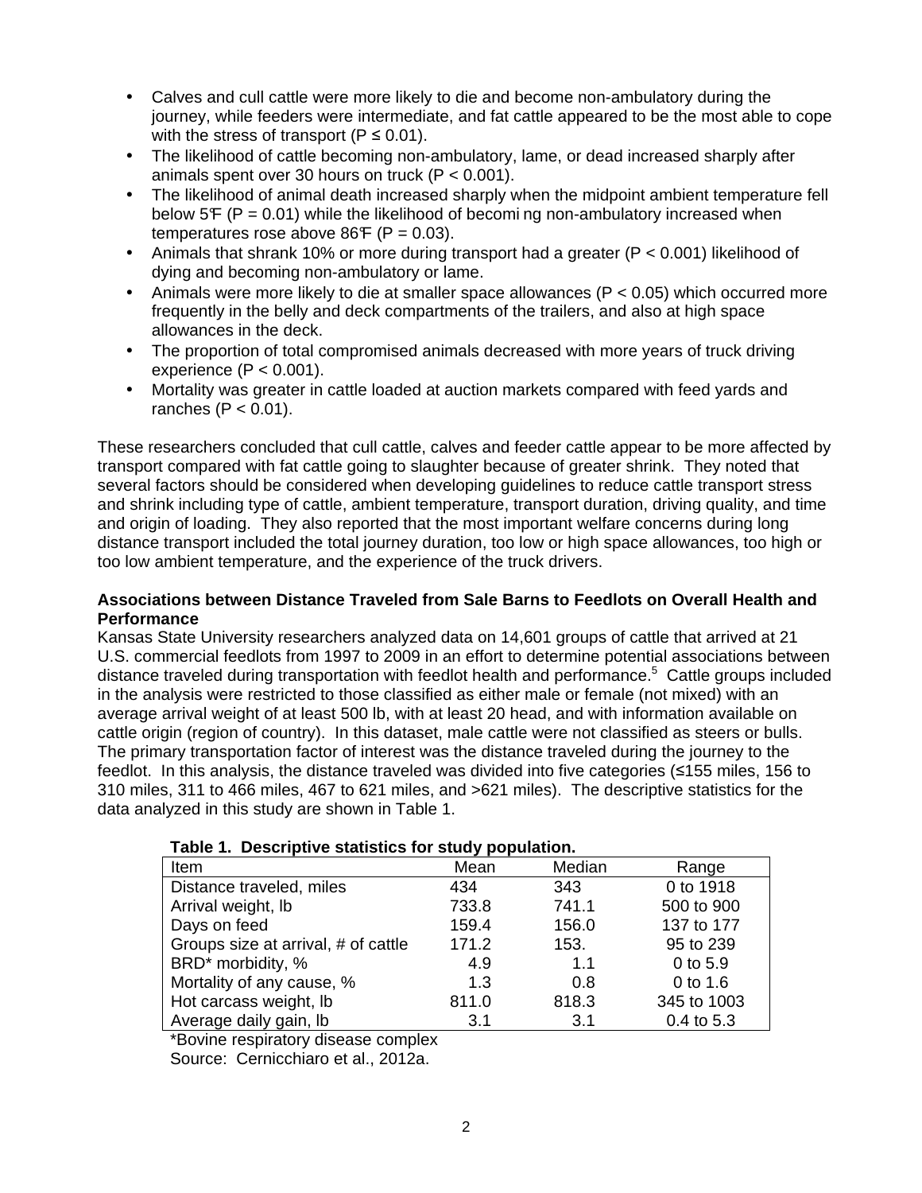- Calves and cull cattle were more likely to die and become non-ambulatory during the journey, while feeders were intermediate, and fat cattle appeared to be the most able to cope with the stress of transport ($P \leq 0.01$).
- The likelihood of cattle becoming non-ambulatory, lame, or dead increased sharply after animals spent over 30 hours on truck ($P < 0.001$).
- The likelihood of animal death increased sharply when the midpoint ambient temperature fell below 5°F ($P = 0.01$) while the likelihood of becoming non-ambulatory increased when temperatures rose above 86°F ($P = 0.03$).
- Animals that shrank 10% or more during transport had a greater ($P < 0.001$) likelihood of dying and becoming non-ambulatory or lame.
- Animals were more likely to die at smaller space allowances ($P < 0.05$) which occurred more frequently in the belly and deck compartments of the trailers, and also at high space allowances in the deck.
- The proportion of total compromised animals decreased with more years of truck driving experience ($P < 0.001$).
- Mortality was greater in cattle loaded at auction markets compared with feed yards and ranches ($P < 0.01$).

These researchers concluded that cull cattle, calves and feeder cattle appear to be more affected by transport compared with fat cattle going to slaughter because of greater shrink. They noted that several factors should be considered when developing guidelines to reduce cattle transport stress and shrink including type of cattle, ambient temperature, transport duration, driving quality, and time and origin of loading. They also reported that the most important welfare concerns during long distance transport included the total journey duration, too low or high space allowances, too high or too low ambient temperature, and the experience of the truck drivers.

**Associations between Distance Traveled from Sale Barns to Feedlots on Overall Health and Performance**

Kansas State University researchers analyzed data on 14,601 groups of cattle that arrived at 21 U.S. commercial feedlots from 1997 to 2009 in an effort to determine potential associations between distance traveled during transportation with feedlot health and performance.[5] Cattle groups included in the analysis were restricted to those classified as either male or female (not mixed) with an average arrival weight of at least 500 lb, with at least 20 head, and with information available on cattle origin (region of country). In this dataset, male cattle were not classified as steers or bulls. The primary transportation factor of interest was the distance traveled during the journey to the feedlot. In this analysis, the distance traveled was divided into five categories (≤155 miles, 156 to 310 miles, 311 to 466 miles, 467 to 621 miles, and >621 miles). The descriptive statistics for the data analyzed in this study are shown in Table 1.

**Table 1. Descriptive statistics for study population.**

| Item | Mean | Median | Range |
|---|---|---|---|
| Distance traveled, miles | 434 | 343 | 0 to 1918 |
| Arrival weight, lb | 733.8 | 741.1 | 500 to 900 |
| Days on feed | 159.4 | 156.0 | 137 to 177 |
| Groups size at arrival, # of cattle | 171.2 | 153. | 95 to 239 |
| BRD* morbidity, % | 4.9 | 1.1 | 0 to 5.9 |
| Mortality of any cause, % | 1.3 | 0.8 | 0 to 1.6 |
| Hot carcass weight, lb | 811.0 | 818.3 | 345 to 1003 |
| Average daily gain, lb | 3.1 | 3.1 | 0.4 to 5.3 |

*Bovine respiratory disease complex

Source: Cernicchiaro et al., 2012a.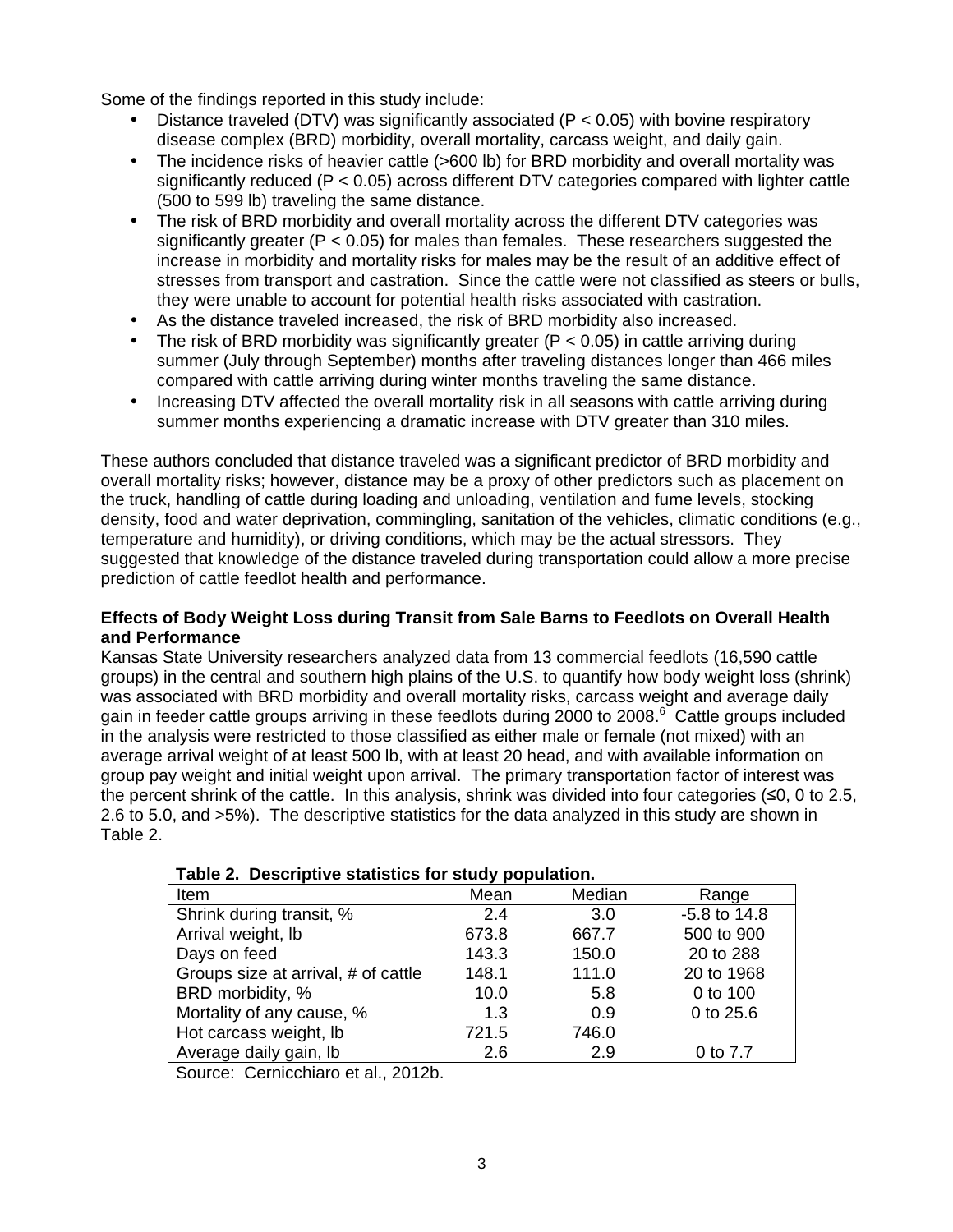Some of the findings reported in this study include:

- Distance traveled (DTV) was significantly associated ($P < 0.05$) with bovine respiratory disease complex (BRD) morbidity, overall mortality, carcass weight, and daily gain.
- The incidence risks of heavier cattle (>600 lb) for BRD morbidity and overall mortality was significantly reduced ($P < 0.05$) across different DTV categories compared with lighter cattle (500 to 599 lb) traveling the same distance.
- The risk of BRD morbidity and overall mortality across the different DTV categories was significantly greater ($P < 0.05$) for males than females. These researchers suggested the increase in morbidity and mortality risks for males may be the result of an additive effect of stresses from transport and castration. Since the cattle were not classified as steers or bulls, they were unable to account for potential health risks associated with castration.
- As the distance traveled increased, the risk of BRD morbidity also increased.
- The risk of BRD morbidity was significantly greater ($P < 0.05$) in cattle arriving during summer (July through September) months after traveling distances longer than 466 miles compared with cattle arriving during winter months traveling the same distance.
- Increasing DTV affected the overall mortality risk in all seasons with cattle arriving during summer months experiencing a dramatic increase with DTV greater than 310 miles.

These authors concluded that distance traveled was a significant predictor of BRD morbidity and overall mortality risks; however, distance may be a proxy of other predictors such as placement on the truck, handling of cattle during loading and unloading, ventilation and fume levels, stocking density, food and water deprivation, commingling, sanitation of the vehicles, climatic conditions (e.g., temperature and humidity), or driving conditions, which may be the actual stressors. They suggested that knowledge of the distance traveled during transportation could allow a more precise prediction of cattle feedlot health and performance.

**Effects of Body Weight Loss during Transit from Sale Barns to Feedlots on Overall Health and Performance**

Kansas State University researchers analyzed data from 13 commercial feedlots (16,590 cattle groups) in the central and southern high plains of the U.S. to quantify how body weight loss (shrink) was associated with BRD morbidity and overall mortality risks, carcass weight and average daily gain in feeder cattle groups arriving in these feedlots during 2000 to 2008.[6] Cattle groups included in the analysis were restricted to those classified as either male or female (not mixed) with an average arrival weight of at least 500 lb, with at least 20 head, and with available information on group pay weight and initial weight upon arrival. The primary transportation factor of interest was the percent shrink of the cattle. In this analysis, shrink was divided into four categories (≤0, 0 to 2.5, 2.6 to 5.0, and >5%). The descriptive statistics for the data analyzed in this study are shown in Table 2.

**Table 2. Descriptive statistics for study population.**

| Item | Mean | Median | Range |
|---|---|---|---|
| Shrink during transit, % | 2.4 | 3.0 | -5.8 to 14.8 |
| Arrival weight, lb | 673.8 | 667.7 | 500 to 900 |
| Days on feed | 143.3 | 150.0 | 20 to 288 |
| Groups size at arrival, # of cattle | 148.1 | 111.0 | 20 to 1968 |
| BRD morbidity, % | 10.0 | 5.8 | 0 to 100 |
| Mortality of any cause, % | 1.3 | 0.9 | 0 to 25.6 |
| Hot carcass weight, lb | 721.5 | 746.0 | |
| Average daily gain, lb | 2.6 | 2.9 | 0 to 7.7 |

Source: Cernicchiaro et al., 2012b.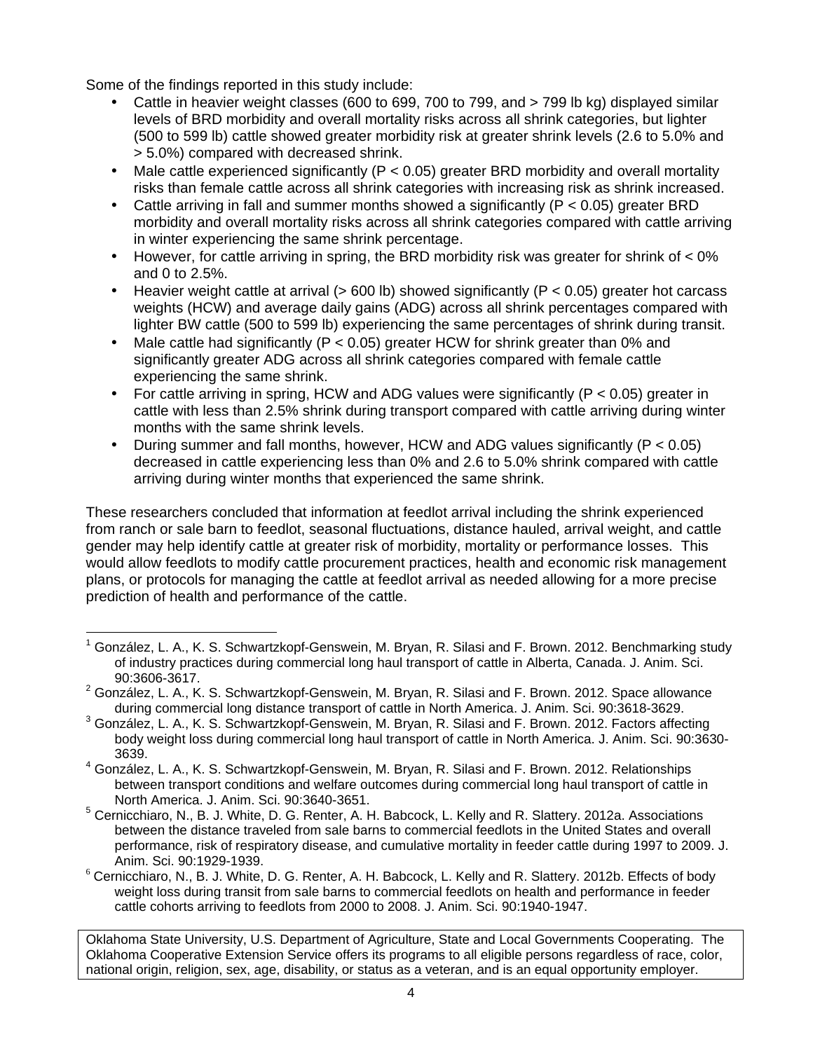Some of the findings reported in this study include:

- Cattle in heavier weight classes (600 to 699, 700 to 799, and > 799 lb kg) displayed similar levels of BRD morbidity and overall mortality risks across all shrink categories, but lighter (500 to 599 lb) cattle showed greater morbidity risk at greater shrink levels (2.6 to 5.0% and > 5.0%) compared with decreased shrink.
- Male cattle experienced significantly ($P < 0.05$) greater BRD morbidity and overall mortality risks than female cattle across all shrink categories with increasing risk as shrink increased.
- Cattle arriving in fall and summer months showed a significantly ($P < 0.05$) greater BRD morbidity and overall mortality risks across all shrink categories compared with cattle arriving in winter experiencing the same shrink percentage.
- However, for cattle arriving in spring, the BRD morbidity risk was greater for shrink of < 0% and 0 to 2.5%.
- Heavier weight cattle at arrival (> 600 lb) showed significantly ($P < 0.05$) greater hot carcass weights (HCW) and average daily gains (ADG) across all shrink percentages compared with lighter BW cattle (500 to 599 lb) experiencing the same percentages of shrink during transit.
- Male cattle had significantly ($P < 0.05$) greater HCW for shrink greater than 0% and significantly greater ADG across all shrink categories compared with female cattle experiencing the same shrink.
- For cattle arriving in spring, HCW and ADG values were significantly ($P < 0.05$) greater in cattle with less than 2.5% shrink during transport compared with cattle arriving during winter months with the same shrink levels.
- During summer and fall months, however, HCW and ADG values significantly ($P < 0.05$) decreased in cattle experiencing less than 0% and 2.6 to 5.0% shrink compared with cattle arriving during winter months that experienced the same shrink.

These researchers concluded that information at feedlot arrival including the shrink experienced from ranch or sale barn to feedlot, seasonal fluctuations, distance hauled, arrival weight, and cattle gender may help identify cattle at greater risk of morbidity, mortality or performance losses. This would allow feedlots to modify cattle procurement practices, health and economic risk management plans, or protocols for managing the cattle at feedlot arrival as needed allowing for a more precise prediction of health and performance of the cattle.

---

[1] González, L. A., K. S. Schwartzkopf-Genswein, M. Bryan, R. Silasi and F. Brown. 2012. Benchmarking study of industry practices during commercial long haul transport of cattle in Alberta, Canada. J. Anim. Sci. 90:3606-3617.

[2] González, L. A., K. S. Schwartzkopf-Genswein, M. Bryan, R. Silasi and F. Brown. 2012. Space allowance during commercial long distance transport of cattle in North America. J. Anim. Sci. 90:3618-3629.

[3] González, L. A., K. S. Schwartzkopf-Genswein, M. Bryan, R. Silasi and F. Brown. 2012. Factors affecting body weight loss during commercial long haul transport of cattle in North America. J. Anim. Sci. 90:3630-3639.

[4] González, L. A., K. S. Schwartzkopf-Genswein, M. Bryan, R. Silasi and F. Brown. 2012. Relationships between transport conditions and welfare outcomes during commercial long haul transport of cattle in North America. J. Anim. Sci. 90:3640-3651.

[5] Cernicchiaro, N., B. J. White, D. G. Renter, A. H. Babcock, L. Kelly and R. Slattery. 2012a. Associations between the distance traveled from sale barns to commercial feedlots in the United States and overall performance, risk of respiratory disease, and cumulative mortality in feeder cattle during 1997 to 2009. J. Anim. Sci. 90:1929-1939.

[6] Cernicchiaro, N., B. J. White, D. G. Renter, A. H. Babcock, L. Kelly and R. Slattery. 2012b. Effects of body weight loss during transit from sale barns to commercial feedlots on health and performance in feeder cattle cohorts arriving to feedlots from 2000 to 2008. J. Anim. Sci. 90:1940-1947.

Oklahoma State University, U.S. Department of Agriculture, State and Local Governments Cooperating. The Oklahoma Cooperative Extension Service offers its programs to all eligible persons regardless of race, color, national origin, religion, sex, age, disability, or status as a veteran, and is an equal opportunity employer.